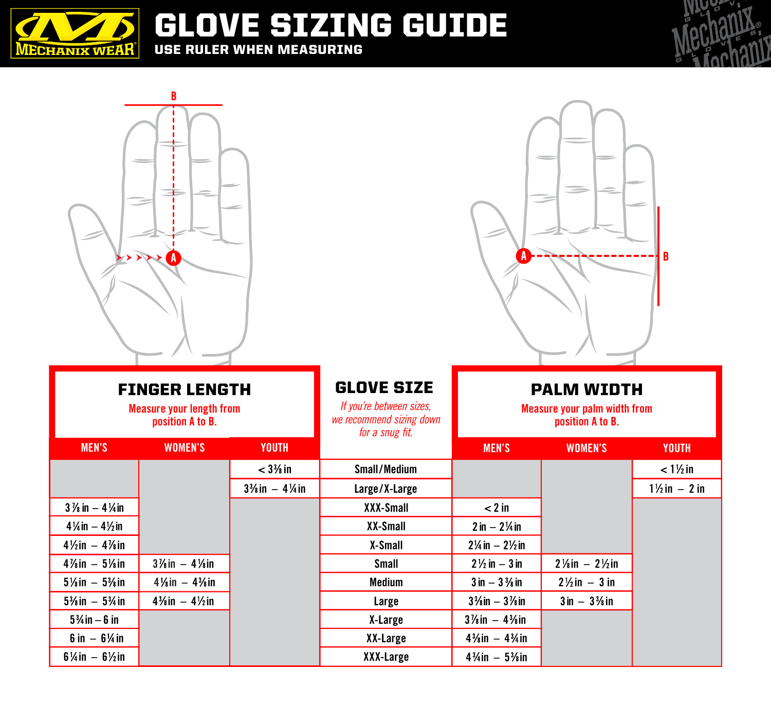# GLOVE SIZING GUIDE

**USE RULER WHEN MEASURING**

## FINGER LENGTH

Measure your length from position A to B.

## GLOVE SIZE

*If you're between sizes, we recommend sizing down for a snug fit.*

## PALM WIDTH

Measure your palm width from position A to B.

| FINGER LENGTH – MEN'S | FINGER LENGTH – WOMEN'S | FINGER LENGTH – YOUTH | GLOVE SIZE | PALM WIDTH – MEN'S | PALM WIDTH – WOMEN'S | PALM WIDTH – YOUTH |
|---|---|---|---|---|---|---|
| | | < 3⅜ in | Small/Medium | | | < 1½ in |
| | | 3⅜ in – 4¼ in | Large/X-Large | | | 1½ in – 2 in |
| 3⅞ in – 4¼ in | | | XXX-Small | < 2 in | | |
| 4¼ in – 4½ in | | | XX-Small | 2 in – 2¼ in | | |
| 4½ in – 4⅞ in | | | X-Small | 2¼ in – 2½ in | | |
| 4⅞ in – 5⅛ in | 3⅞ in – 4⅛ in | | Small | 2½ in – 3 in | 2⅛ in – 2½ in | |
| 5⅛ in – 5⅜ in | 4⅛ in – 4⅜ in | | Medium | 3 in – 3⅜ in | 2½ in – 3 in | |
| 5⅜ in – 5¾ in | 4⅜ in – 4½ in | | Large | 3⅜ in – 3⅞ in | 3 in – 3⅜ in | |
| 5¾ in – 6 in | | | X-Large | 3⅞ in – 4⅜ in | | |
| 6 in – 6¼ in | | | XX-Large | 4⅜ in – 4¾ in | | |
| 6¼ in – 6½ in | | | XXX-Large | 4¾ in – 5⅜ in | | |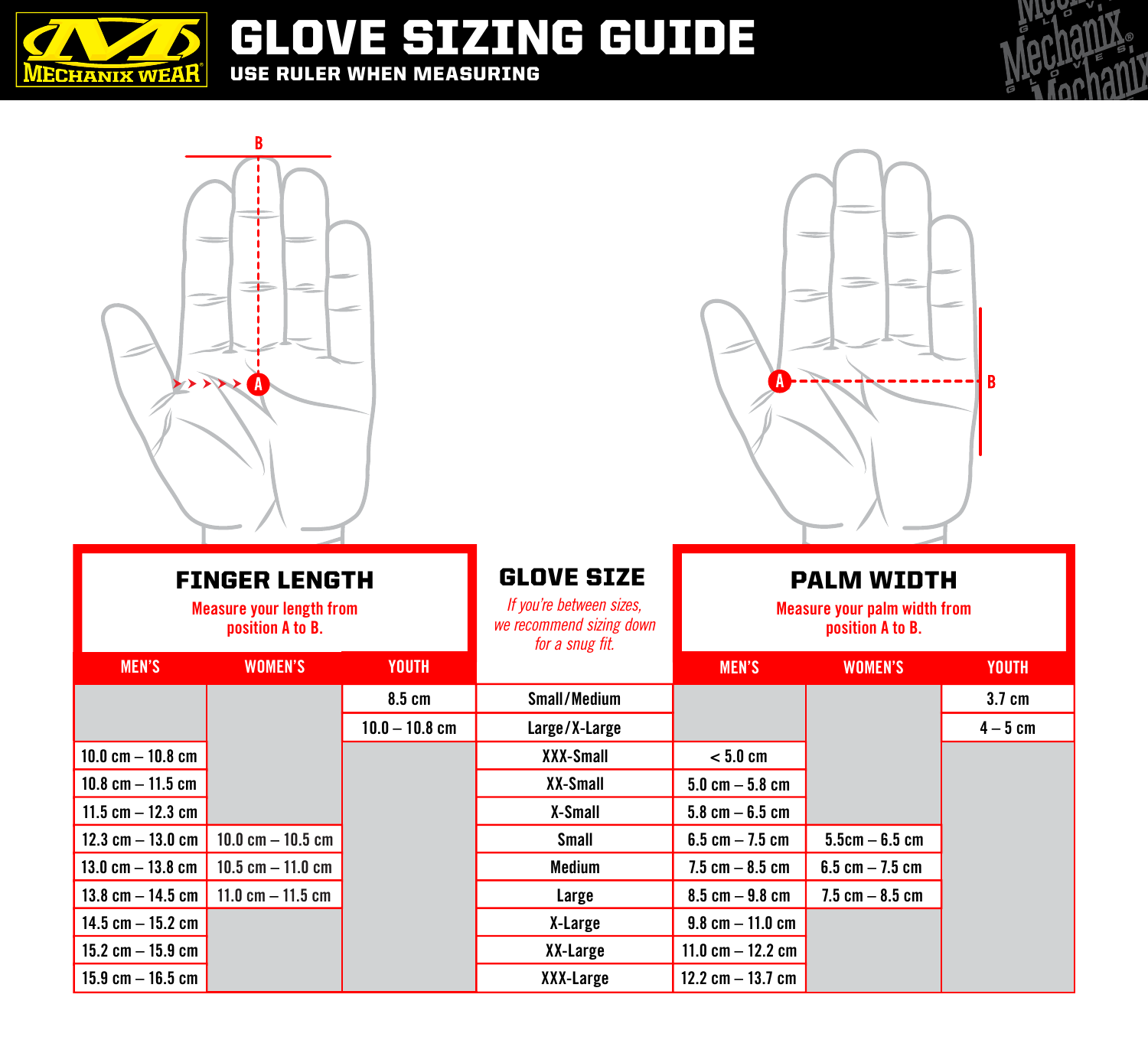# GLOVE SIZING GUIDE

**USE RULER WHEN MEASURING**

B

A

A

B

| FINGER LENGTH — Men's | FINGER LENGTH — Women's | FINGER LENGTH — Youth | GLOVE SIZE | PALM WIDTH — Men's | PALM WIDTH — Women's | PALM WIDTH — Youth |
|---|---|---|---|---|---|---|
| | | 8.5 cm | Small/Medium | | | 3.7 cm |
| | | 10.0 – 10.8 cm | Large/X-Large | | | 4 – 5 cm |
| 10.0 cm – 10.8 cm | | | XXX-Small | < 5.0 cm | | |
| 10.8 cm – 11.5 cm | | | XX-Small | 5.0 cm – 5.8 cm | | |
| 11.5 cm – 12.3 cm | | | X-Small | 5.8 cm – 6.5 cm | | |
| 12.3 cm – 13.0 cm | 10.0 cm – 10.5 cm | | Small | 6.5 cm – 7.5 cm | 5.5cm – 6.5 cm | |
| 13.0 cm – 13.8 cm | 10.5 cm – 11.0 cm | | Medium | 7.5 cm – 8.5 cm | 6.5 cm – 7.5 cm | |
| 13.8 cm – 14.5 cm | 11.0 cm – 11.5 cm | | Large | 8.5 cm – 9.8 cm | 7.5 cm – 8.5 cm | |
| 14.5 cm – 15.2 cm | | | X-Large | 9.8 cm – 11.0 cm | | |
| 15.2 cm – 15.9 cm | | | XX-Large | 11.0 cm – 12.2 cm | | |
| 15.9 cm – 16.5 cm | | | XXX-Large | 12.2 cm – 13.7 cm | | |

**FINGER LENGTH:** Measure your length from position A to B.

**GLOVE SIZE:** *If you're between sizes, we recommend sizing down for a snug fit.*

**PALM WIDTH:** Measure your palm width from position A to B.